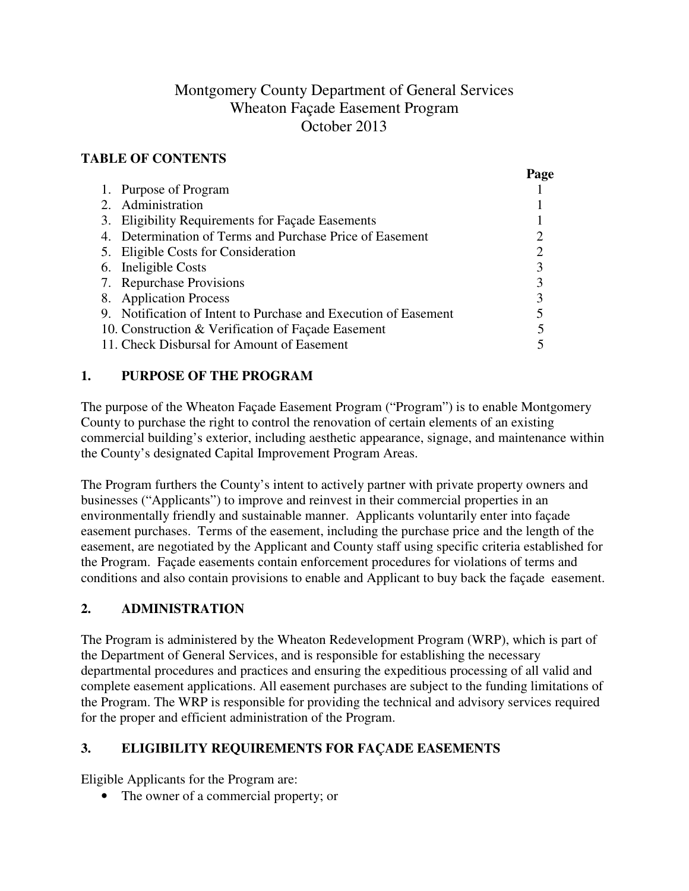# Montgomery County Department of General Services
# Wheaton Façade Easement Program
# October 2013

**TABLE OF CONTENTS**

| | | Page |
|---|---|---|
| 1. | Purpose of Program | 1 |
| 2. | Administration | 1 |
| 3. | Eligibility Requirements for Façade Easements | 1 |
| 4. | Determination of Terms and Purchase Price of Easement | 2 |
| 5. | Eligible Costs for Consideration | 2 |
| 6. | Ineligible Costs | 3 |
| 7. | Repurchase Provisions | 3 |
| 8. | Application Process | 3 |
| 9. | Notification of Intent to Purchase and Execution of Easement | 5 |
| 10. | Construction & Verification of Façade Easement | 5 |
| 11. | Check Disbursal for Amount of Easement | 5 |

## 1. PURPOSE OF THE PROGRAM

The purpose of the Wheaton Façade Easement Program ("Program") is to enable Montgomery County to purchase the right to control the renovation of certain elements of an existing commercial building's exterior, including aesthetic appearance, signage, and maintenance within the County's designated Capital Improvement Program Areas.

The Program furthers the County's intent to actively partner with private property owners and businesses ("Applicants") to improve and reinvest in their commercial properties in an environmentally friendly and sustainable manner. Applicants voluntarily enter into façade easement purchases. Terms of the easement, including the purchase price and the length of the easement, are negotiated by the Applicant and County staff using specific criteria established for the Program. Façade easements contain enforcement procedures for violations of terms and conditions and also contain provisions to enable and Applicant to buy back the façade easement.

## 2. ADMINISTRATION

The Program is administered by the Wheaton Redevelopment Program (WRP), which is part of the Department of General Services, and is responsible for establishing the necessary departmental procedures and practices and ensuring the expeditious processing of all valid and complete easement applications. All easement purchases are subject to the funding limitations of the Program. The WRP is responsible for providing the technical and advisory services required for the proper and efficient administration of the Program.

## 3. ELIGIBILITY REQUIREMENTS FOR FAÇADE EASEMENTS

Eligible Applicants for the Program are:

- The owner of a commercial property; or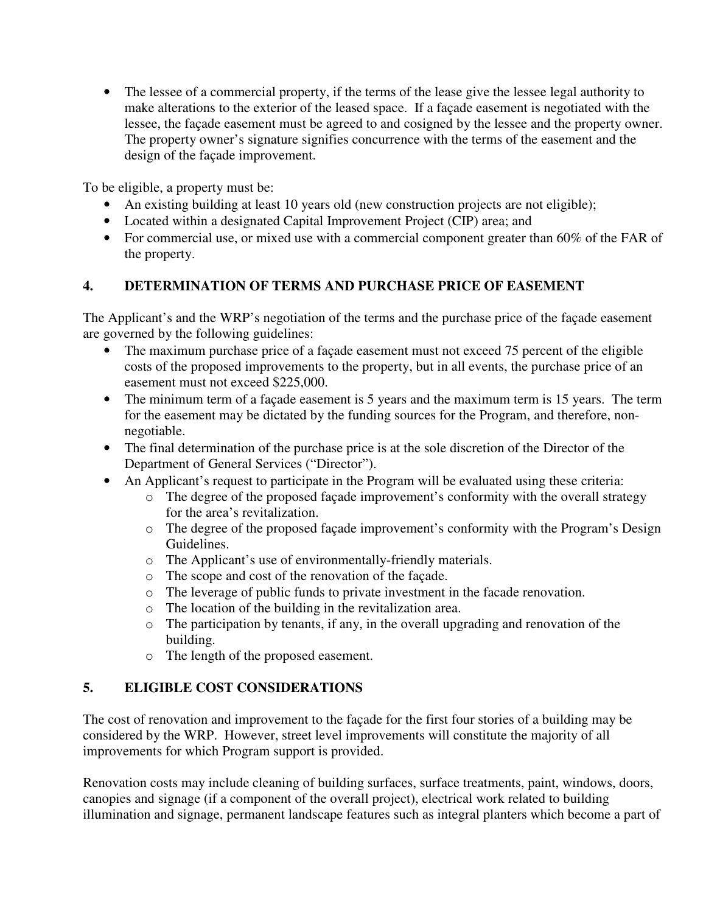- The lessee of a commercial property, if the terms of the lease give the lessee legal authority to make alterations to the exterior of the leased space. If a façade easement is negotiated with the lessee, the façade easement must be agreed to and cosigned by the lessee and the property owner. The property owner's signature signifies concurrence with the terms of the easement and the design of the façade improvement.

To be eligible, a property must be:

- An existing building at least 10 years old (new construction projects are not eligible);
- Located within a designated Capital Improvement Project (CIP) area; and
- For commercial use, or mixed use with a commercial component greater than 60% of the FAR of the property.

## 4. DETERMINATION OF TERMS AND PURCHASE PRICE OF EASEMENT

The Applicant's and the WRP's negotiation of the terms and the purchase price of the façade easement are governed by the following guidelines:

- The maximum purchase price of a façade easement must not exceed 75 percent of the eligible costs of the proposed improvements to the property, but in all events, the purchase price of an easement must not exceed $225,000.
- The minimum term of a façade easement is 5 years and the maximum term is 15 years. The term for the easement may be dictated by the funding sources for the Program, and therefore, non-negotiable.
- The final determination of the purchase price is at the sole discretion of the Director of the Department of General Services ("Director").
- An Applicant's request to participate in the Program will be evaluated using these criteria:
  - The degree of the proposed façade improvement's conformity with the overall strategy for the area's revitalization.
  - The degree of the proposed façade improvement's conformity with the Program's Design Guidelines.
  - The Applicant's use of environmentally-friendly materials.
  - The scope and cost of the renovation of the façade.
  - The leverage of public funds to private investment in the facade renovation.
  - The location of the building in the revitalization area.
  - The participation by tenants, if any, in the overall upgrading and renovation of the building.
  - The length of the proposed easement.

## 5. ELIGIBLE COST CONSIDERATIONS

The cost of renovation and improvement to the façade for the first four stories of a building may be considered by the WRP. However, street level improvements will constitute the majority of all improvements for which Program support is provided.

Renovation costs may include cleaning of building surfaces, surface treatments, paint, windows, doors, canopies and signage (if a component of the overall project), electrical work related to building illumination and signage, permanent landscape features such as integral planters which become a part of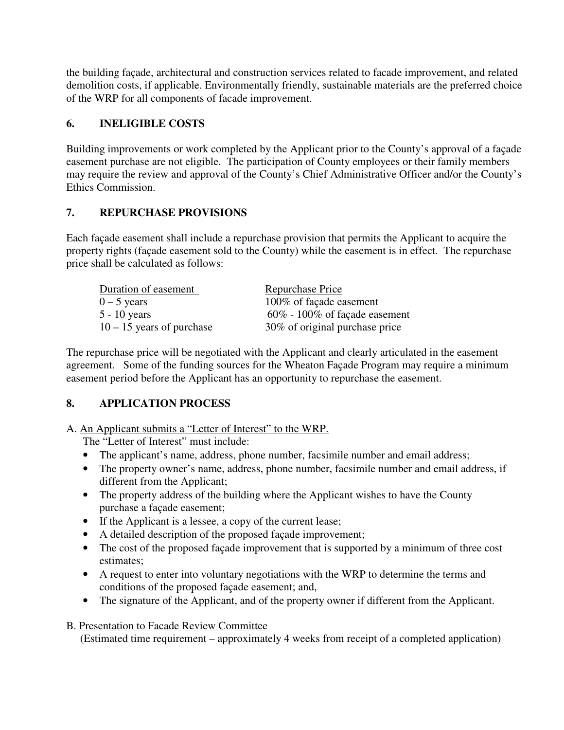the building façade, architectural and construction services related to facade improvement, and related demolition costs, if applicable. Environmentally friendly, sustainable materials are the preferred choice of the WRP for all components of facade improvement.

## 6. INELIGIBLE COSTS

Building improvements or work completed by the Applicant prior to the County's approval of a façade easement purchase are not eligible. The participation of County employees or their family members may require the review and approval of the County's Chief Administrative Officer and/or the County's Ethics Commission.

## 7. REPURCHASE PROVISIONS

Each façade easement shall include a repurchase provision that permits the Applicant to acquire the property rights (façade easement sold to the County) while the easement is in effect. The repurchase price shall be calculated as follows:

| Duration of easement | Repurchase Price |
|---|---|
| 0 – 5 years | 100% of façade easement |
| 5 - 10 years | 60% - 100% of façade easement |
| 10 – 15 years of purchase | 30% of original purchase price |

The repurchase price will be negotiated with the Applicant and clearly articulated in the easement agreement. Some of the funding sources for the Wheaton Façade Program may require a minimum easement period before the Applicant has an opportunity to repurchase the easement.

## 8. APPLICATION PROCESS

A. An Applicant submits a "Letter of Interest" to the WRP.

The "Letter of Interest" must include:

- The applicant's name, address, phone number, facsimile number and email address;
- The property owner's name, address, phone number, facsimile number and email address, if different from the Applicant;
- The property address of the building where the Applicant wishes to have the County purchase a façade easement;
- If the Applicant is a lessee, a copy of the current lease;
- A detailed description of the proposed façade improvement;
- The cost of the proposed façade improvement that is supported by a minimum of three cost estimates;
- A request to enter into voluntary negotiations with the WRP to determine the terms and conditions of the proposed façade easement; and,
- The signature of the Applicant, and of the property owner if different from the Applicant.

B. Presentation to Facade Review Committee

(Estimated time requirement – approximately 4 weeks from receipt of a completed application)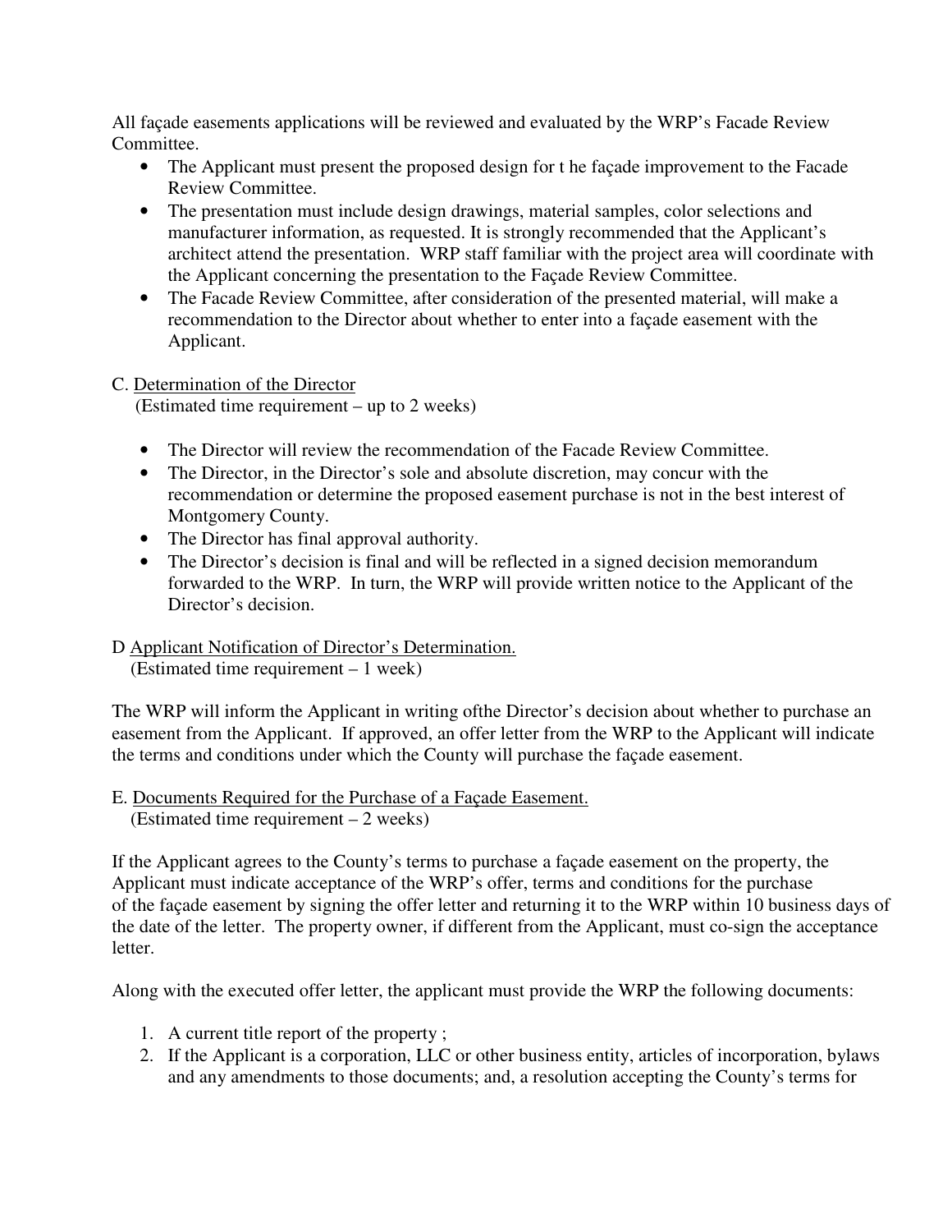All façade easements applications will be reviewed and evaluated by the WRP's Facade Review Committee.

- The Applicant must present the proposed design for t he façade improvement to the Facade Review Committee.
- The presentation must include design drawings, material samples, color selections and manufacturer information, as requested. It is strongly recommended that the Applicant's architect attend the presentation. WRP staff familiar with the project area will coordinate with the Applicant concerning the presentation to the Façade Review Committee.
- The Facade Review Committee, after consideration of the presented material, will make a recommendation to the Director about whether to enter into a façade easement with the Applicant.

C. <u>Determination of the Director</u>
(Estimated time requirement – up to 2 weeks)

- The Director will review the recommendation of the Facade Review Committee.
- The Director, in the Director's sole and absolute discretion, may concur with the recommendation or determine the proposed easement purchase is not in the best interest of Montgomery County.
- The Director has final approval authority.
- The Director's decision is final and will be reflected in a signed decision memorandum forwarded to the WRP. In turn, the WRP will provide written notice to the Applicant of the Director's decision.

D <u>Applicant Notification of Director's Determination.</u>
(Estimated time requirement – 1 week)

The WRP will inform the Applicant in writing ofthe Director's decision about whether to purchase an easement from the Applicant. If approved, an offer letter from the WRP to the Applicant will indicate the terms and conditions under which the County will purchase the façade easement.

E. <u>Documents Required for the Purchase of a Façade Easement.</u>
(Estimated time requirement – 2 weeks)

If the Applicant agrees to the County's terms to purchase a façade easement on the property, the Applicant must indicate acceptance of the WRP's offer, terms and conditions for the purchase of the façade easement by signing the offer letter and returning it to the WRP within 10 business days of the date of the letter. The property owner, if different from the Applicant, must co-sign the acceptance letter.

Along with the executed offer letter, the applicant must provide the WRP the following documents:

1. A current title report of the property ;
2. If the Applicant is a corporation, LLC or other business entity, articles of incorporation, bylaws and any amendments to those documents; and, a resolution accepting the County's terms for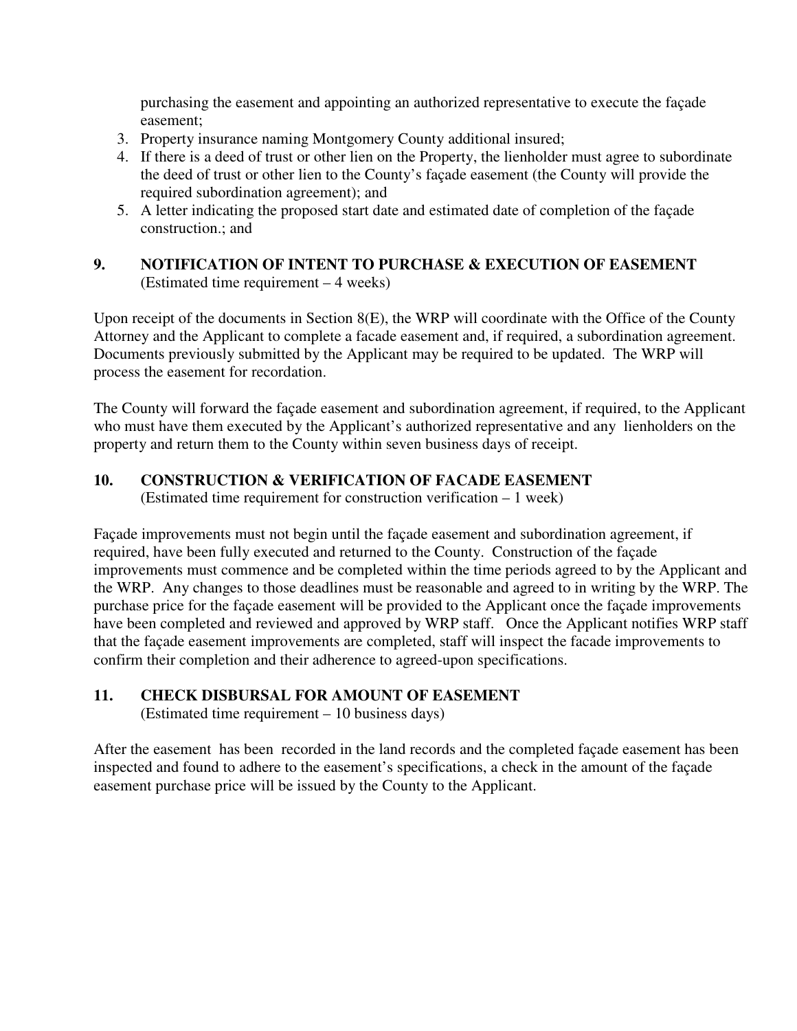purchasing the easement and appointing an authorized representative to execute the façade easement;

3. Property insurance naming Montgomery County additional insured;
4. If there is a deed of trust or other lien on the Property, the lienholder must agree to subordinate the deed of trust or other lien to the County's façade easement (the County will provide the required subordination agreement); and
5. A letter indicating the proposed start date and estimated date of completion of the façade construction.; and

## 9. NOTIFICATION OF INTENT TO PURCHASE & EXECUTION OF EASEMENT

(Estimated time requirement – 4 weeks)

Upon receipt of the documents in Section 8(E), the WRP will coordinate with the Office of the County Attorney and the Applicant to complete a facade easement and, if required, a subordination agreement. Documents previously submitted by the Applicant may be required to be updated. The WRP will process the easement for recordation.

The County will forward the façade easement and subordination agreement, if required, to the Applicant who must have them executed by the Applicant's authorized representative and any lienholders on the property and return them to the County within seven business days of receipt.

## 10. CONSTRUCTION & VERIFICATION OF FACADE EASEMENT

(Estimated time requirement for construction verification – 1 week)

Façade improvements must not begin until the façade easement and subordination agreement, if required, have been fully executed and returned to the County. Construction of the façade improvements must commence and be completed within the time periods agreed to by the Applicant and the WRP. Any changes to those deadlines must be reasonable and agreed to in writing by the WRP. The purchase price for the façade easement will be provided to the Applicant once the façade improvements have been completed and reviewed and approved by WRP staff. Once the Applicant notifies WRP staff that the façade easement improvements are completed, staff will inspect the facade improvements to confirm their completion and their adherence to agreed-upon specifications.

## 11. CHECK DISBURSAL FOR AMOUNT OF EASEMENT

(Estimated time requirement – 10 business days)

After the easement has been recorded in the land records and the completed façade easement has been inspected and found to adhere to the easement's specifications, a check in the amount of the façade easement purchase price will be issued by the County to the Applicant.